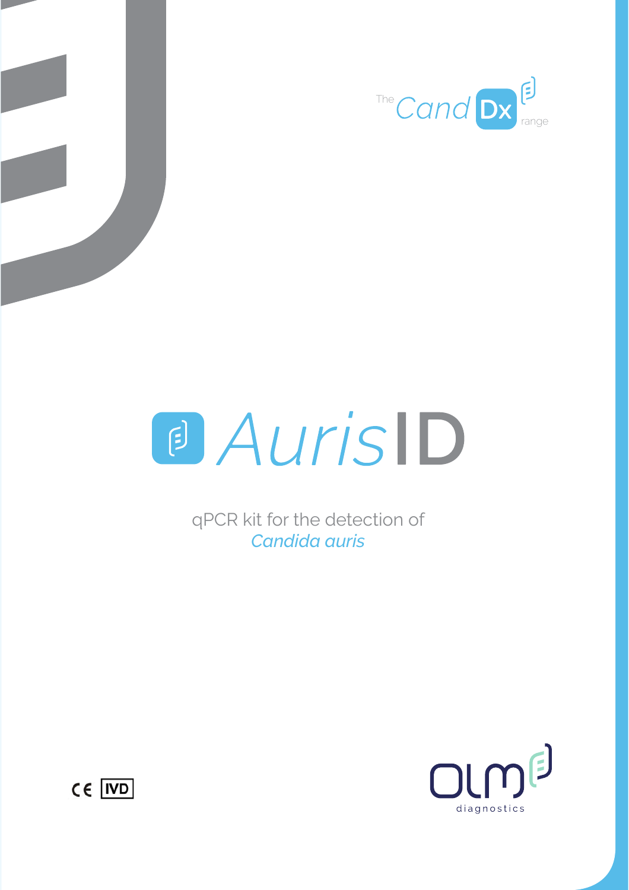The CandDx range

# AurisID

qPCR kit for the detection of
*Candida auris*

CE IVD

OLM diagnostics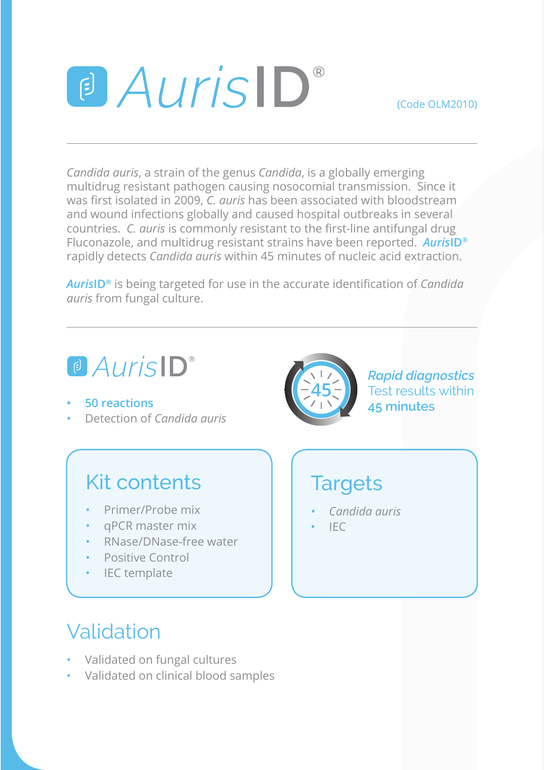# *Auris*ID®

(Code OLM2010)

---

*Candida auris*, a strain of the genus *Candida*, is a globally emerging multidrug resistant pathogen causing nosocomial transmission. Since it was first isolated in 2009, *C. auris* has been associated with bloodstream and wound infections globally and caused hospital outbreaks in several countries. *C. auris* is commonly resistant to the first-line antifungal drug Fluconazole, and multidrug resistant strains have been reported. ***Auris*ID®** rapidly detects *Candida auris* within 45 minutes of nucleic acid extraction.

***Auris*ID®** is being targeted for use in the accurate identification of *Candida auris* from fungal culture.

---

## *Auris*ID®

- **50 reactions**
- Detection of *Candida auris*

45

***Rapid diagnostics***
Test results within
**45 minutes**

## Kit contents

- Primer/Probe mix
- qPCR master mix
- RNase/DNase-free water
- Positive Control
- IEC template

## Targets

- *Candida auris*
- IEC

## Validation

- Validated on fungal cultures
- Validated on clinical blood samples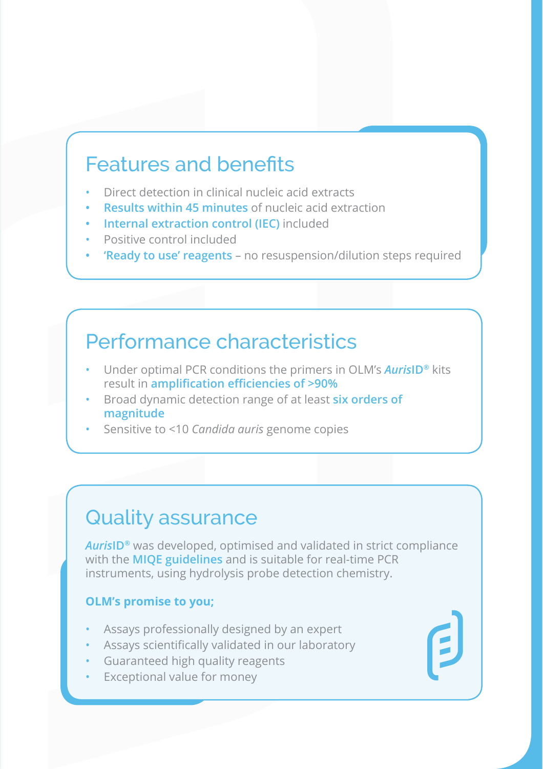## Features and benefits

- Direct detection in clinical nucleic acid extracts
- **Results within 45 minutes** of nucleic acid extraction
- **Internal extraction control (IEC)** included
- Positive control included
- **'Ready to use' reagents** – no resuspension/dilution steps required

## Performance characteristics

- Under optimal PCR conditions the primers in OLM's ***Auris*ID®** kits result in **amplification efficiencies of >90%**
- Broad dynamic detection range of at least **six orders of magnitude**
- Sensitive to <10 *Candida auris* genome copies

## Quality assurance

***Auris*ID®** was developed, optimised and validated in strict compliance with the **MIQE guidelines** and is suitable for real-time PCR instruments, using hydrolysis probe detection chemistry.

**OLM's promise to you;**

- Assays professionally designed by an expert
- Assays scientifically validated in our laboratory
- Guaranteed high quality reagents
- Exceptional value for money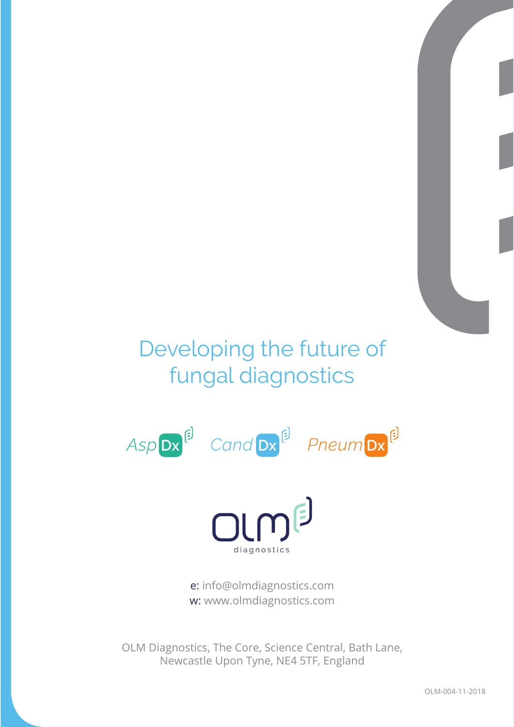# Developing the future of fungal diagnostics

AspDx CandDx PneumDx

olm diagnostics

e: info@olmdiagnostics.com
w: www.olmdiagnostics.com

OLM Diagnostics, The Core, Science Central, Bath Lane, Newcastle Upon Tyne, NE4 5TF, England

OLM-004-11-2018